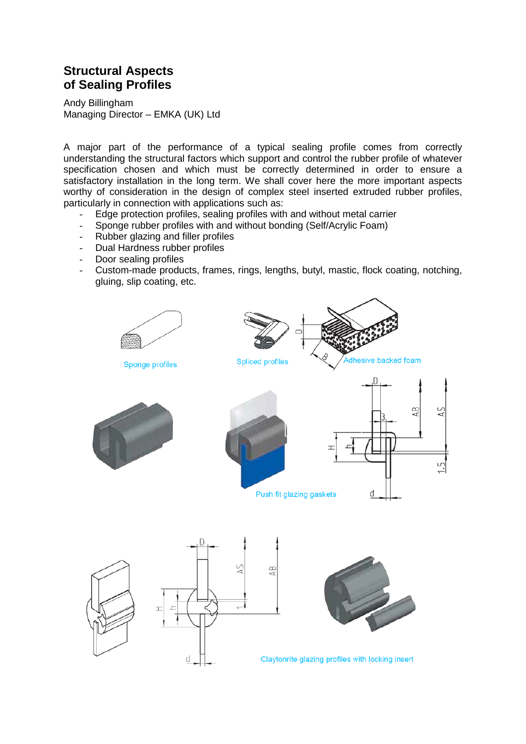# Structural Aspects of Sealing Profiles

Andy Billingham
Managing Director – EMKA (UK) Ltd

A major part of the performance of a typical sealing profile comes from correctly understanding the structural factors which support and control the rubber profile of whatever specification chosen and which must be correctly determined in order to ensure a satisfactory installation in the long term. We shall cover here the more important aspects worthy of consideration in the design of complex steel inserted extruded rubber profiles, particularly in connection with applications such as:

- Edge protection profiles, sealing profiles with and without metal carrier
- Sponge rubber profiles with and without bonding (Self/Acrylic Foam)
- Rubber glazing and filler profiles
- Dual Hardness rubber profiles
- Door sealing profiles
- Custom-made products, frames, rings, lengths, butyl, mastic, flock coating, notching, gluing, slip coating, etc.

Sponge profiles

Spliced profiles

Adhesive backed foam

Push fit glazing gaskets

Claytonrite glazing profiles with locking insert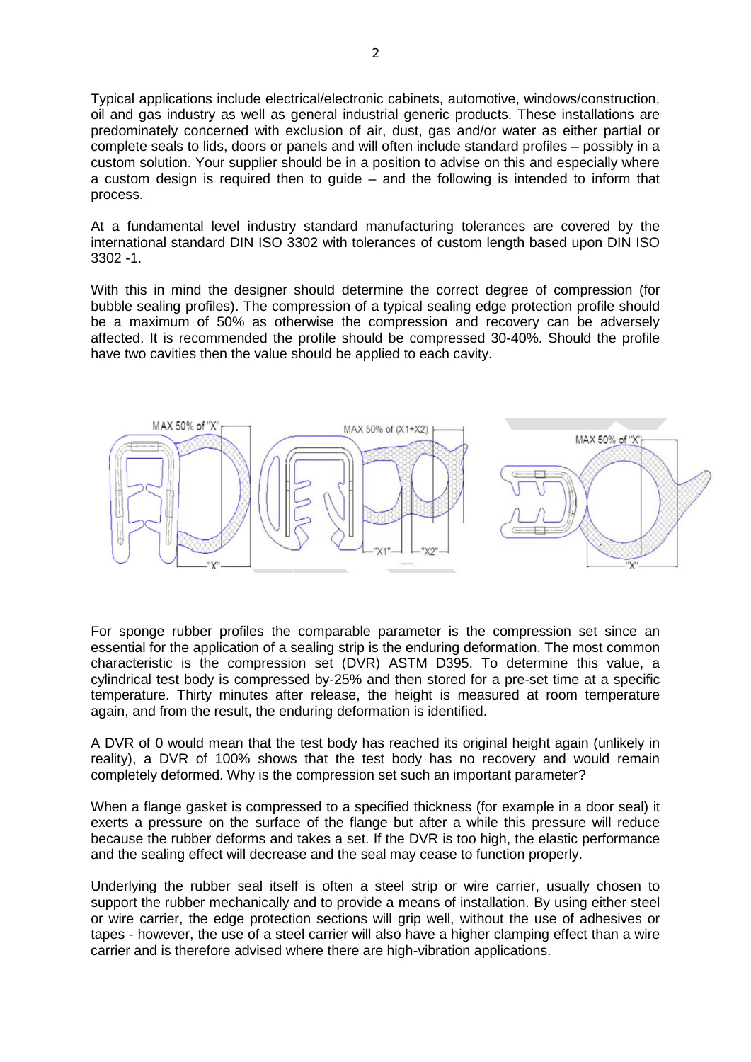Typical applications include electrical/electronic cabinets, automotive, windows/construction, oil and gas industry as well as general industrial generic products. These installations are predominately concerned with exclusion of air, dust, gas and/or water as either partial or complete seals to lids, doors or panels and will often include standard profiles – possibly in a custom solution. Your supplier should be in a position to advise on this and especially where a custom design is required then to guide – and the following is intended to inform that process.

At a fundamental level industry standard manufacturing tolerances are covered by the international standard DIN ISO 3302 with tolerances of custom length based upon DIN ISO 3302 -1.

With this in mind the designer should determine the correct degree of compression (for bubble sealing profiles). The compression of a typical sealing edge protection profile should be a maximum of 50% as otherwise the compression and recovery can be adversely affected. It is recommended the profile should be compressed 30-40%. Should the profile have two cavities then the value should be applied to each cavity.

MAX 50% of "X" — MAX 50% of (X1+X2) — MAX 50% of "X"

For sponge rubber profiles the comparable parameter is the compression set since an essential for the application of a sealing strip is the enduring deformation. The most common characteristic is the compression set (DVR) ASTM D395. To determine this value, a cylindrical test body is compressed by-25% and then stored for a pre-set time at a specific temperature. Thirty minutes after release, the height is measured at room temperature again, and from the result, the enduring deformation is identified.

A DVR of 0 would mean that the test body has reached its original height again (unlikely in reality), a DVR of 100% shows that the test body has no recovery and would remain completely deformed. Why is the compression set such an important parameter?

When a flange gasket is compressed to a specified thickness (for example in a door seal) it exerts a pressure on the surface of the flange but after a while this pressure will reduce because the rubber deforms and takes a set. If the DVR is too high, the elastic performance and the sealing effect will decrease and the seal may cease to function properly.

Underlying the rubber seal itself is often a steel strip or wire carrier, usually chosen to support the rubber mechanically and to provide a means of installation. By using either steel or wire carrier, the edge protection sections will grip well, without the use of adhesives or tapes - however, the use of a steel carrier will also have a higher clamping effect than a wire carrier and is therefore advised where there are high-vibration applications.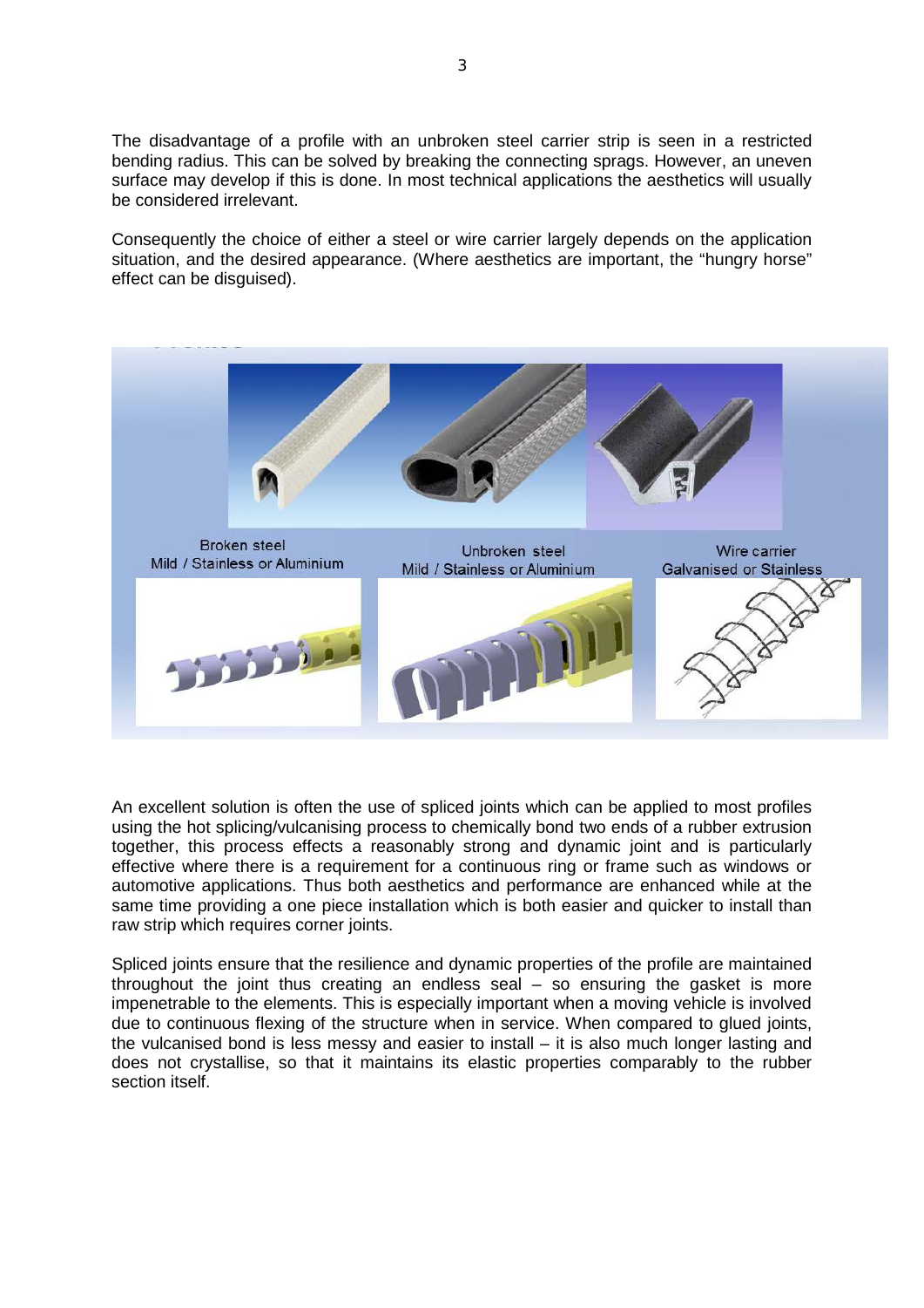The disadvantage of a profile with an unbroken steel carrier strip is seen in a restricted bending radius. This can be solved by breaking the connecting sprags. However, an uneven surface may develop if this is done. In most technical applications the aesthetics will usually be considered irrelevant.

Consequently the choice of either a steel or wire carrier largely depends on the application situation, and the desired appearance. (Where aesthetics are important, the "hungry horse" effect can be disguised).

Broken steel
Mild / Stainless or Aluminium

Unbroken steel
Mild / Stainless or Aluminium

Wire carrier
Galvanised or Stainless

An excellent solution is often the use of spliced joints which can be applied to most profiles using the hot splicing/vulcanising process to chemically bond two ends of a rubber extrusion together, this process effects a reasonably strong and dynamic joint and is particularly effective where there is a requirement for a continuous ring or frame such as windows or automotive applications. Thus both aesthetics and performance are enhanced while at the same time providing a one piece installation which is both easier and quicker to install than raw strip which requires corner joints.

Spliced joints ensure that the resilience and dynamic properties of the profile are maintained throughout the joint thus creating an endless seal – so ensuring the gasket is more impenetrable to the elements. This is especially important when a moving vehicle is involved due to continuous flexing of the structure when in service. When compared to glued joints, the vulcanised bond is less messy and easier to install – it is also much longer lasting and does not crystallise, so that it maintains its elastic properties comparably to the rubber section itself.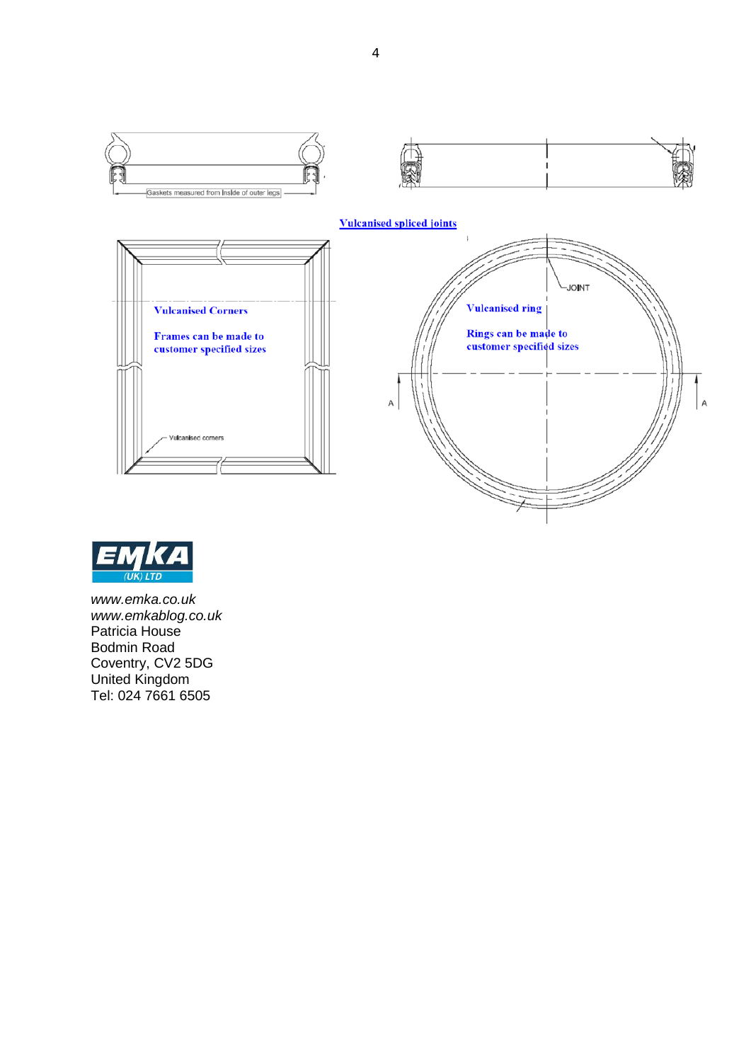Gaskets measured from inside of outer legs

Vulcanised spliced joints

Vulcanised Corners

Frames can be made to customer specified sizes

Vulcanised corners

JOINT

Vulcanised ring

Rings can be made to customer specified sizes

A

A

EMKA (UK) LTD

*www.emka.co.uk*
*www.emkablog.co.uk*
Patricia House
Bodmin Road
Coventry, CV2 5DG
United Kingdom
Tel: 024 7661 6505